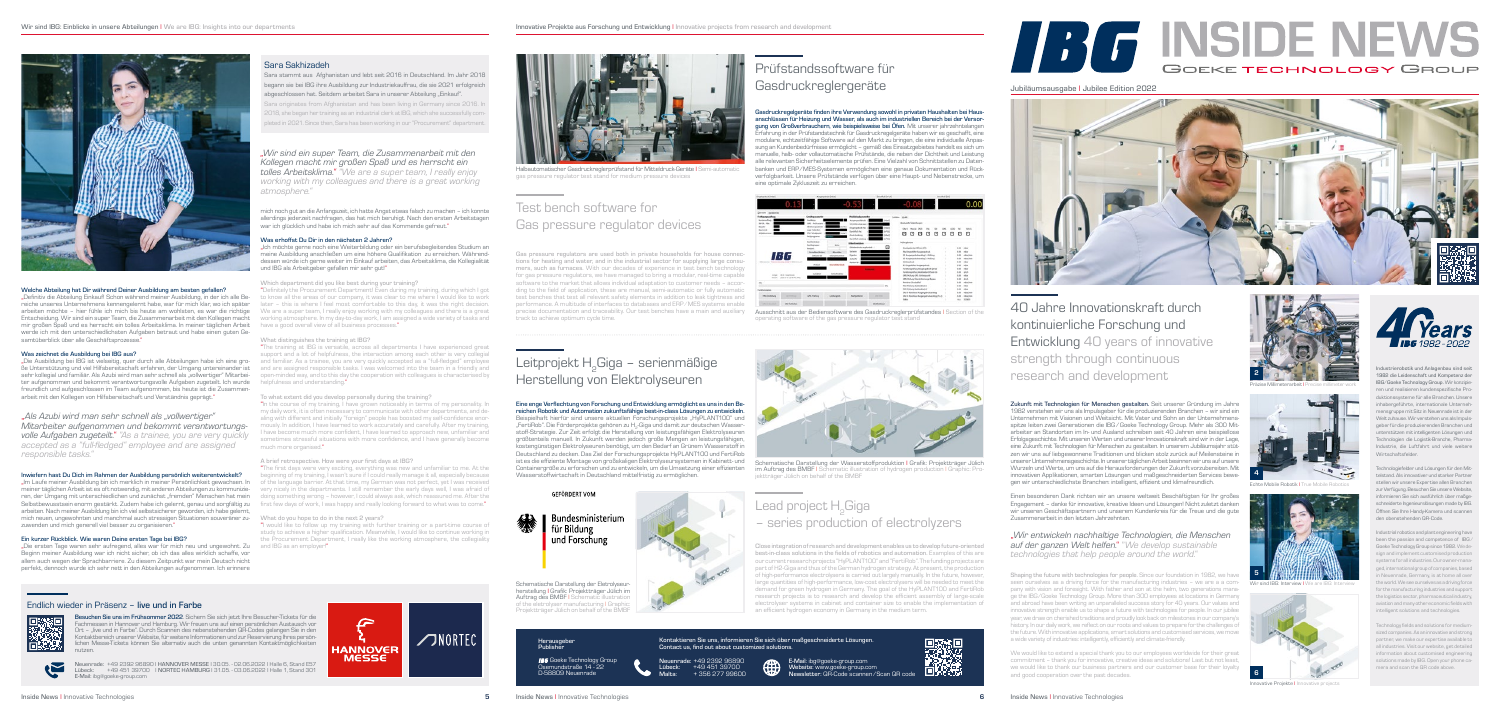# IBG INSIDE NEWS

Goeke Technology Group

Jubiläumsausgabe | Jubilee Edition 2022

## Sara Sakhizadeh

Sara stammt aus Afghanistan und lebt seit 2016 in Deutschland. Im Jahr 2018 begann sie bei IBG ihre Ausbildung zur Industriekauffrau, die sie 2021 erfolgreich abgeschlossen hat. Seitdem arbeitet Sara im unserem Abteilung „Einkauf".

Sara originates from Afghanistan and has been living in Germany since 2016. In 2018, she began her training as an industrial clerk at IBG, which she successfully completed in 2021. Since then, Sara has been working in our "Procurement" department.

*„Wir sind ein super Team, die Zusammenarbeit mit den Kollegen macht mir großen Spaß und es herrscht ein tolles Arbeitsklima." "We are a super team, I really enjoy working with my colleagues and there is a great working atmosphere."*

**Welche Abteilung hat Dir während Deiner Ausbildung am besten gefallen?**

„Definitiv die Abteilung Einkauf! Schon während meiner Ausbildung, in der ich alle Bereiche unseres Unternehmens kennengelernt habe, war für mich klar, wo ich später arbeiten möchte – hier fühle ich mich bei heute am wohlsten, es war die richtige Entscheidung. Wir sind ein super Team, die Zusammenarbeit mit den Kollegen macht mir großen Spaß und es herrscht ein tolles Arbeitsklima. In meiner täglichen Arbeit werde ich mit den unterschiedlichsten Aufgaben betraut und habe einen guten Gesamtüberblick über alle Geschäftsprozesse."

**Was zeichnet die Ausbildung bei IBG aus?**

„Die Ausbildung bei IBG ist vielseitig, quer durch alle Abteilungen habe ich eine große Unterstützung und viel Hilfsbereitschaft erfahren, der Umgang untereinander ist sehr kollegial und familiär. Als Azubi wird man sehr schnell als „vollwertiger" Mitarbeiter aufgenommen und bekommt verantwortungsvolle Aufgaben zugeteilt. Ich wurde freundlich und aufgeschlossen im Team aufgenommen, bis heute ist die Zusammenarbeit mit den Kollegen von Hilfsbereitschaft und Verständnis geprägt."

*„Als Azubi wird man sehr schnell als „vollwertiger" Mitarbeiter aufgenommen und bekommt verantwortungsvolle Aufgaben zugeteilt." "As a trainee, you are very quickly accepted as a "full-fledged" employee and are assigned responsible tasks."*

**Inwiefern hast Du Dich im Rahmen der Ausbildung persönlich weiterentwickelt?**

„Im Laufe meiner Ausbildung bin ich marklich in meiner Persönlichkeit gewachsen. In meiner täglichen Arbeit ist es oft notwendig, mit anderen Abteilungen zu kommunizieren, der Umgang mit unterschiedlichen und zunächst „fremden" Menschen hat mein Selbstbewusstsein enorm gestärkt. Zudem habe ich gelernt, genau und sorgfältig zu arbeiten. Nach meiner Ausbildung bin ich viel selbstsicherer geworden, ich habe gelernt, mich neuen, ungewohnten und manchmal auch stressigen Situationen souveräner zuzuwenden und mich generell viel besser zu organisieren."

**Ein kurzer Rückblick. Wie waren Deine ersten Tage bei IBG?**

„Die ersten Tage waren sehr aufregend, alles war für mich neu und ungewohnt. Zu Beginn meiner Ausbildung war ich nicht sicher, ob ich das alles wirklich schaffe, vor allem auch wegen der Sprachbarrieres. Zu diesem Zeitpunkt war mein Deutsch nicht perfekt, dennoch wurde ich sehr nett in den Abteilungen aufgenommen. Ich erinnere mich noch gut an die Anfangszeit, ich hatte Angst etwas falsch zu machen – ich konnte allerdings jederzeit nachfragen, das hat mich beruhigt. Nach den ersten Arbeitstagen war ich glücklich und habe ich mich sehr auf das Kommende gefreut."

**Was erhoffst Du Dir in den nächsten 2 Jahren?**

„Ich möchte gerne nach eine Weiterbildung oder ein berufsbegleitendes Studium an meine Ausbildung anschließen um eine höhere Qualifikation zu erreichen. Währenddessen würde ich gerne weiter im Einkauf arbeiten, das Arbeitsklima, die Kollegialität und IBG als Arbeitgeber gefallen mir sehr gut!"

**Which department did you like best during your training?**

"Definitely the Procurement Department! Even during my training, during which I got to know all the areas of our company, it was clear to me where I would like to work later – this is where I feel most comfortable to this day, it was the right decision. We are a super team, I really enjoy working with my colleagues and there is a great working atmosphere. In my day-to-day work, I am assigned a wide variety of tasks and have a good overall view of all business processes."

**What distinguishes the training at IBG?**

"The training at IBG is versatile, across all departments I have experienced great support and a lot of helpfulness, the interaction among each other is very collegial and familiar. As a trainee, you are very quickly accepted as a "full-fledged" employee and are assigned responsible tasks. I was welcomed into the team in a friendly and open-minded way, and to this day the cooperation with colleagues is characterised by helpfulness and understanding."

**To what extent did you develop personally during the training?**

"In the course of my training, I have grown noticeably in terms of my personality. In my daily work, it is often necessary to communicate with other departments, and dealing with different and initially "foreign" people has boosted my self-confidence enormously. In addition, I have learned to work accurately and carefully. After my training, I have become much more confident, I have learned to approach new, unfamiliar and sometimes stressful situations with more confidence, and I have generally become much more organised."

**A brief retrospective. How were your first days at IBG?**

"The first days were very exciting, everything was new and unfamiliar to me. At the beginning of my training, I wasn't sure if I could really manage it all, especially because of the language barrier. At that time, my German was not perfect, yet I was received very nicely in the departments. I still remember the early days well, I was afraid of doing something wrong – however I could always ask, which reassured me. After the first few days of work, I was happy and really looking forward to what was to come."

**What do you hope to do in the next 2 years?**

"I would like to follow up my training with further training or a part-time course of study to achieve a higher qualification. Meanwhile, I would like to continue working in the Procurement Department, I really like the working atmosphere, the collegiality and IBG as an employer!"

## Endlich wieder in Präsenz – live und in Farbe

Besuchen Sie uns im Frühsommer 2022: Sichern Sie sich jetzt Ihre Besucher-Tickets für die Fachmessen in Hannover und Hamburg. Wir freuen uns auf einen persönlichen Austausch vor Ort – „live und in Farbe". Durch Scannen des nebenstehenden QR-Codes gelangen Sie in den Kontaktbereich unserer Website, für weitere Informationen und bei Vereinbarung Ihres persönlichen Messe-Tickets können Sie alternativ auch die unten genannten Kontaktmöglichkeiten nutzen.

Neuenrade: +49 2392 96890 | HANNOVER MESSE | 30.05. - 02.06.2022 | Halle 6, Stand E57
Lübeck: +49 451 39700 | NORTEC HAMBURG | 31.05. - 03.06.2022 | Halle 1, Stand 301
E-Mail: ibg@goeke-group.com

HANNOVER MESSE

NORTEC

Halbautomatischer Gasdruckreglerprüfstand für Mitteldruck-Geräte | Semi-automatic gas pressure regulator test stand for medium pressure devices

## Prüfstandssoftware für Gasdruckreglergeräte

**Gasdruckregelgeräte finden ihre Verwendung sowohl in privaten Haushalten bei Hausanschlüssen für Heizung und Wasser, als auch im industriellen Bereich bei der Versorgung von Großverbrauchern, wie beispielsweise bei Öfen.** Mit unserer jahrzehntelangen Erfahrung in der Prüfstandstechnik für Gasdruckregelgeräte haben wir es geschafft, eine modulare, echtzeitfähige Software auf den Markt zu bringen, die eine individuelle Anpassung an Kundenbedürfnisse ermöglicht – gemäß des Einsatzgebietes handelt es sich um manuelle, halb- oder vollautomatische Prüfstände, die neben der Dichtheit und Leistung alle relevanten Sicherheitselemente prüfen. Eine Vielzahl von Schnittstellen zu Datenbanken und ERP-/MES-Systemen ermöglichen eine genaue Dokumentation und Rückverfolgbarkeit. Unsere Prüfstände verfügen über eine Haupt- und Nebenstrecke, um eine optimale Zykluszeit zu erreichen.

## Test bench software for Gas pressure regulator devices

Gas pressure regulators are used both in private households for house connections for heating and water, and in the industrial sector for supplying large consumers, such as furnaces. With our decades of experience in test bench technology for gas pressure regulators, we have managed to bring a modular, real-time capable software to the market that allows individual adaptation to customer needs – according to the field of application, these are manual, semi-automatic or fully automatic test benches that test all relevant safety elements in addition to leak tightness and performance. A multitude of interfaces to databases and ERP/MES systems enable precise documentation and traceability. Our test benches have a main and auxiliary track to achieve optimum cycle time.

Ausschnitt aus der Bedienoberfläche des Gasdruckreglerprüfstandes | Section of the operating software of the gas pressure regulator test stand

## Leitprojekt $H_2$Giga – serienmäßige Herstellung von Elektrolyseuren

**Eine enge Verflechtung von Forschung und Entwicklung ermöglicht es uns in den Bereichen Robotik und Automation zukunftsfähige best-in-class Lösungen zu entwickeln.** Beispielhaft hierfür sind unsere aktuellen Forschungsprojekte „HyPLANT100" und „FertiRob". Die Förderprojekte gehören zu $H_2$Giga und damit zur deutschen Wasserstoff-Strategie. Zur Zeit erfolgt die Herstellung von leistungsfähigen Elektrolyseuren größtenteils manuell. In Zukunft werden jedoch große Mengen an leistungsfähigen, kostengünstigen Elektrolyseuren benötigt, um den Bedarf an Grünem Wasserstoff in Deutschland zu decken. Das Ziel der Forschungsprojekte HyPLANT100 und FertiRob ist es die effiziente Montage von großskaligen Elektrolysesystemen in Kabinett- und Containergröße zu erforschen und zu entwickeln, um die Umsetzung einer effizienten Wasserstoffwirtschaft in Deutschland mittelfristig zu ermöglichen.

GEFÖRDERT VOM Bundesministerium für Bildung und Forschung

Schematische Darstellung der Elektrolyseurherstellung | Grafik: Projektträger Jülich im Auftrag des BMBF | Schematic illustration of the electrolyser manufacturing | Graphic: Projektträger Jülich on behalf of the BMBF

Schematische Darstellung der Wasserstoffproduktion | Grafik: Projektträger Jülich im Auftrag des BMBF | Schematic illustration of hydrogen production | Graphic: Projektträger Jülich on behalf of the BMBF

## Lead project $H_2$Giga – series production of electrolyzers

Close integration of research and development enables us to develop future-oriented best-in-class solutions in the fields of robotics and automation. Examples of this are our current research projects "HyPLANT100" and "FertiRob". The funding projects are part of $H_2$Giga and thus of the German hydrogen strategy. At present, the production of high-performance electrolyzers is carried out largely manually. In the future, however, large quantities of high-performance, low-cost electrolyzers will be needed to meet the demand for green hydrogen in Germany. The goal of the HyPLANT100 and FertiRob research projects is to research and develop the efficient assembly of large-scale electrolyzer systems in cabinet and container size to enable the implementation of an efficient hydrogen economy in Germany in the medium term.

Herausgeber Publisher

IBG Goeke Technology Group
Ossenfeldstraße 14 - 22
D-58809 Neuenrade

Kontaktieren Sie uns, informieren Sie sich über maßgeschneiderte Lösungen. Contact us, find out about customized solutions.

Neuenrade: +49 2392 96890
Lübeck: +49 451 39700
Malta: +356 277 99600

E-Mail: ibg@goeke-group.com
Website: www.goeke-group.com
Newsletter: QR-Code scannen / Scan QR code

## 40 Jahre Innovationskraft durch kontinuierliche Forschung und Entwicklung 40 years of innovative strength through continuous research and development

**Zukunft mit Technologien für Menschen gestalten.** Seit unserer Gründung im Jahre 1982 verstehen wir uns als Impulsgeber für die produzierenden Branchen – wir sind ein Unternehmen mit Visionen und Weitsicht. Mit Vater und Sohn an der Unternehmensspitze leben zwei Generationen die IBG / Goeke Technology Group. Mehr als 300 Mitarbeiter an Standorten im In- und Ausland schreiben seit 40 Jahren eine beispiellose Erfolgsgeschichte. Mit unseren Werten und unserer Innovationskraft sind wir in der Lage, eine Zukunft mit Technologien für Menschen zu gestalten. In unserem Jubiläumsjahr stützen wir uns auf liebgewonnene Traditionen und blicken stolz zurück auf Meilensteine in unserer Unternehmensgeschichte. In unserer täglichen Arbeit besinnen wir uns auf unsere Wurzeln und Werte, um uns auf die Herausforderungen der Zukunft vorzubereiten. Mit innovativen Applikationen, smarten Lösungen und maßgeschneiderten Services bewegen wir unterschiedlichste Branchen intelligent, effizient und klimafreundlich.

Einen besonderen Dank richten wir an unsere weltweit Beschäftigten für ihr großes Engagement – danke für innovative, kreative Ideen und Lösungen! Nicht zuletzt danken wir unseren Geschäftspartnern und unseren Kundenkreis für die Treue und die gute Zusammenarbeit in den letzten Jahrzehnten.

*„Wir entwickeln nachhaltige Technologien, die Menschen auf der ganzen Welt helfen." "We develop sustainable technologies that help people around the world."*

**Shaping the future with technologies for people.** Since our foundation in 1982, we have seen ourselves as a driving force for the manufacturing industries – we are a company with vision and foresight. With father and son at the helm, two generations manage the IBG/Goeke Technology Group. More than 300 employees at locations in Germany and abroad have been writing an unparalleled success story for 40 years. Our values and innovative strength enable us to shape a future with technologies for people. In our jubilee year, we draw on cherished traditions and proudly look back on milestones in our company's history. In our daily work, we reflect on our roots and values to prepare for the challenges of the future. With innovative applications, smart solutions and customised services, we move a wide variety of industries intelligently, efficiently and climate-friendly.

We would like to extend a special thank you to our employees worldwide for their great commitment – thank you for innovative, creative ideas and solutions! Last but not least, we would like to thank our business partners and our customer base for their loyalty and good cooperation over the past decades.

2 Präzise Mikromontage | Precise micromontage

4 Echte Mobile Robotik | True Mobile Robotics

5 Wir sind IBG: Intervies | We are IBG: Interviews

6 Innovative Projekte | Innovative projects

40 Years IBG 1982 - 2022

Industrierobotik und Anlagenbau sind seit 1982 die Leidenschaft und Kompetenz der IBG Goeke Technology Group. Wir konzipieren und realisieren kundenspezifische Produktionssysteme für alle Branchen. Unsere inhabergeführte, internationale Unternehmensgruppe mit Sitz in Neuenrade ist in der Welt zuhause. Wir verstehen uns als Impulsgeber für die produzierenden Branchen und unterstützen mit intelligenten Lösungen und Technologien die Logistik-Branche, Pharma-Industrie, die Luftfahrt und viele weitere Wirtschaftsfelder.

Technologiefelder und Lösungen für den Mittelstand. Als innovativer und starker Partner stellen wir unsere Expertise allen Branchen zur Verfügung. Besuchen Sie unsere Website, informieren Sie sich ausführlich über maßgeschneiderte Ingenieurslösungen made by IBG. Öffnen Sie Ihre Handy-Kamera und scannen den obenstehenden QR-Code.

Industrial robotics and plant engineering have been the passion and competence of IBG / Goeke Technology Group since 1982. We design and implement customised production systems for all industries. Our owner-managed, international group of companies, based in Neuenrade, Germany, is at home all over the world. We see ourselves as a driving force for the manufacturing industries and support the logistics, pharmaceutical industry, aviation and many other economic fields with intelligent solutions and technologies.

Technology fields and solutions for medium-sized companies. As an innovative and strong partner, we make our expertise available to all industries. Visit our website, get detailed information about customised engineering solutions made by IBG. Open your phone camera and scan the QR code above.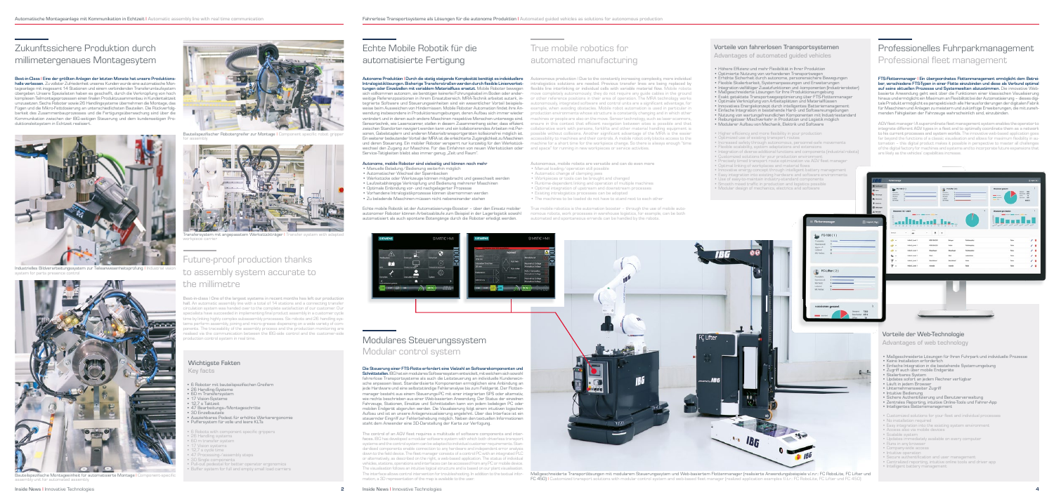## Zukunftssichere Produktion durch millimetergenaues Montagesystem

**Best-in-Class | Eine der größten Anlagen der letzten Monate hat unsere Produktionshalle verlassen.** Zu vollster Zufriedenheit unseres Kunden wurde eine automatische Montageanlage mit insgesamt 14 Stationen und einem verbindenden Transferumlaufsystem übergeben. Unsere Spezialisten haben es geschafft, durch die Verknüpfung von hoch komplexen Teilmontageprozessen einen finalen Produktzusammenbau in Kundentaktzeit umzusetzen. Sechs Roboter sowie 26 Handlingsysteme übernehmen die Montage, das Fügen und die Mikro-Fettdosierung an unterschiedlichsten Bauteilen. Die Rückverfolgbarkeit des Zusammenbauprozesses und die Fertigungsüberwachung sind über die Kommunikation zwischen der IBG-seitigen Steuerung und dem kundenseitigen Produktionsleitsystem in Echtzeit realisiert.

Industrielles Bildverarbeitungssystem zur Teileanwesenheitsprüfung | Industrial vision system for parts presence control

Bauteilspezifischer Robotergreifer zur Montage | Component specific robot gripper for assembly

Transfersystem mit angepasstem Werkstückträger | Transfer system with adapted workpiece carrier

Bauteilspezifische Montageeinheit für automatisierte Montage | Component specific assembly unit for automated assembly

## Future-proof production thanks to assembly system accurate to the millimetre

Best-in-class | One of the largest systems in recent months has left our production hall. An automatic assembly line with a total of 14 stations and a connecting transfer circulation system was handed over to the complete satisfaction of our customer. Our specialists have succeeded in implementing final product assembly in a customer cycle time by linking highly complex subassembly processes. Six robots and 26 handling systems perform assembly, joining and micro grease dispensing on a wide variety of components. The traceability of the assembly process and the production monitoring are realised via the communication between the IBG-side control and the customer-side production control system in real time.

### Wichtigste Fakten
Key facts

- 6 Roboter mit bauteilspezifischen Greifern
- 26 Handling-Systeme
- 60 m Transfersystem
- 17 Vision-Systeme
- 32,7 s Taktzeit
- 47 Bearbeitungs-/Montageschritte
- 30 Einzelbauteile
- Ausziehbarer Podest für erhöhte Werkerergonomie
- Puffersystem für volle und leere KLTs

- 6 Robots with component specific grippers
- 26 Handling systems
- 60 m transfer system
- 17 Vision systems
- 32.7 s cycle time
- 47 Processing-/assembly steps
- 30 Single components
- Pull-out pedestal for better operator ergonomics
- Buffer system for full and empty small load carriers

## Echte Mobile Robotik für die automatisierte Fertigung

**Autonome Produktion | Durch die stetig steigende Komplexität benötigt es individuellere Intralogistiklösungen. Bisherige Transferstraßen werden durch flexible Linienverkettungen oder Einzelzellen mit variablem Materialfluss ersetzt.** Mobile Roboter bewegen sich vollkommen autonom, es benötigen keinerlei Führungskabel im Boden oder anderweitige Referenzpositionen im Einsatzbereich. MRA-Technik arbeitet autark, integrierte Software und Steuerungseinheiten sind ein wesentlicher Vorteil beispielsweise beim Ausweichen von Hindernissen. Mobile Roboter-Automation findet ihre Anwendung insbesondere in Produktionsumgebungen, deren Aufbau sich immer wieder verändert und in denen auch andere Maschinen respektive Menschen unterwegs sind. Sensortechnik, wie Laserscannern, stellen in diesem Zusammenhang sicher, dass effizient zwischen Standorten navigiert werden kann und ein kollisionsfreies Arbeiten mit Personen, Gabelstaplern und anderen Materialtransportgeräten kollaborativ möglich ist. Ein weiterer bedeutender Vorteil der MRA ist die einfachste Zugänglichkeit zu Maschinen und deren Steuerung. Ein mobiler Roboter versperrt nur kurzzeitig für den Werkstückwechsel den Zugang zur Maschine. Für das Einfahren von neuen Werkstücken oder Service-Tätigkeiten bleibt also immer genug „Zeit und Raum".

### Autonome, mobile Roboter sind vielseitig und können noch mehr

- Manuelle Beladung / Bedienung weiterhin möglich
- Automatischer Wechsel der Spannbacken
- Werkstücke oder Werkzeuge können mitgebracht und gewechselt werden
- Laufzeitabhängige Verknüpfung und Bedienung mehrerer Maschinen
- Optimale Einbindung vor- und nachgelagerter Prozesse
- Vorhandene Intralogistikprozesse können übernommen werden
- Zu beladende Maschinen müssen nicht nebeneinander stehen

Echte mobile Robotik ist der Automatisierungs-Booster – über den Einsatz mobiler autonomer Roboter können Arbeitsabläufe zum Beispiel in der Lagerlogistik sowohl automatisiert als auch spontane Botengänge durch die Roboter erledigt werden.

## True mobile robotics for automated manufacturing

Autonomous production | Due to the constantly increasing complexity, more individual intralogistics solutions are needed. Previous transfer lines are being replaced by flexible line interlinking or individual cells with variable material flow. Mobile robots move completely autonomously, they do not require any guide cables in the ground or other reference positions in their area of operation. The MRA technology works autonomously, integrated software and control units are a significant advantage, for example, when avoiding obstacles. Mobile robot automation is used in particular in production environments whose structure is constantly changing and in which other machines or people are also on the move. Sensor technology, such as laser scanners, ensure in this context that efficient navigation between sites is possible and that collaborative work with persons, forklifts and other material handling equipment is possible without collisions. Another significant advantage of the MRA is the easier accessibility to machines and their controls. A mobile robot only blocks access to the machine for a short time for the workpiece change. So there is always enough "time and space" for running in new workpieces or service activities.

Autonomous, mobile robots are versatile and can do even more

- Manual loading / operation still possible
- Automatic change of clamping jaws
- Workpieces or tools can be brought and changed
- Runtime dependent linking and operation of multiple machines
- Optimal integration of upstream and downstream processes
- Existing intralogistics processes can be adopted
- The machines to be loaded do not have to stand next to each other

True mobile robotics is the automation booster – through the use of mobile autonomous robots, work processes in warehouse logistics, for example, can be both automated and spontaneous errands can be handled by the robots.

## Modulares Steuerungssystem
Modular control system

**Die Steuerung einer FTS-Flotte erfordert eine Vielzahl an Softwarekomponenten und Schnittstellen.** IBG hat ein modulares Softwaresystem entwickelt, mit welchem sich sowohl fahrerlose Transportsysteme als auch die Leitsteuerung an individuelle Kundenwünsche anpassen lässt. Standardisierte Komponenten ermöglichen eine Anbindung an jede Hardware und eine selbstständige Fehleranalyse bis zum Feldgerät. Der Flottenmanager besteht aus einem Steuerungs-PC mit einer integrierten SPS oder alternativ, wie rechts beschrieben aus einer Web-basierten Anwendung. Der Status der einzelnen Fahrzeuge, Stationen, Einsätze und Schnittstellen kann von jedem beliebigen PC oder mobilen Endgerät abgerufen werden. Die Visualisierung folgt einem intuitiven logischen Aufbau und ist an unsere Anlagenvisualisierung angelehnt. Über das Interface ist ein steuernder Eingriff zur Fehlerbehebung möglich. Neben den textuellen Informationen steht dem Anwender eine 3D-Darstellung der Karte zur Verfügung.

The control of an AGV fleet requires a multitude of software components and interfaces. IBG has developed a modular software system with which both driverless transport systems and the central system can be adapted to individual customer requirements. Standard components enable connection to any hardware and independent error analysis down to the field device. The fleet manager consists of a control PC with an integrated PLC or alternatively, as described on the right, a web-based application. The status of individual vehicles, stations, operations and interfaces can be accessed from any PC or mobile device. The visualisation follows an intuitive logical structure and is based on our plant visualisation. The interface allows control intervention for troubleshooting. In addition to the textual information, a 3D representation of the map is available to the user.

### Vorteile von fahrerlosen Transportsystemen
Advantages of automated guided vehicles

- Höhere Effizienz und mehr Flexibilität in Ihrer Produktion
- Optimierte Nutzung von vorhandenen Transportwegen
- Erhöhte Sicherheit durch autonome, personensichere Bewegungen
- Flexible Skalierbarkeit, Systemanpassungen und Erweiterungen
- Integration vielfältiger Zusatzfunktionen und -komponenten (Industrieroboter)
- Maßgeschneiderte Lösungen für Ihre Produktionsumgebung
- Exakt getaktete Transportwegoptimierung über FTS-Flottenmanager
- Optimale Verknüpfung von Arbeitsplätzen und Materialflüssen
- Innovatives Energiekonzept durch intelligentes Batteriemanagement
- Einfache Integration in bestehende Hard- und Softwareumgebungen
- Nutzung von wartungsfreundlichen Komponenten mit Industriestandard
- Reibungsloser Mischverkehr in Produktion und Logistik möglich
- Modularer Aufbau von Mechanik, Elektrik und Software

- Higher efficiency and more flexibility in your production
- Optimised use of existing transport routes
- Increased safety through autonomous, personnel-safe movements
- Flexible scalability, system adaptations and extensions
- Integration of diverse additional functions and components (industrial robots)
- Customised solutions for your production environment
- Precisely timed transport route optimisation via AGV fleet manager
- Optimal linking of workplaces and material flows
- Innovative energy concept through intelligent battery management
- Easy integration into existing hardware and software environments
- Use of easy-to-maintain industry-standard components
- Smooth mixed traffic in production and logistics possible
- Modular design of mechanics, electrics and software

## Professionelles Fuhrparkmanagement
Professional fleet management

**FTS-Flottenmanager | Ein übergeordnetes Flottenmanagement ermöglicht dem Betreiber, verschiedene FTS-Typen in einer Flotte einzubinden und diese als Verbund optimal auf seine aktuellen Prozesse und Systemwelten abzustimmen.** Die innovative Web-basierte Anwendung geht weit über die Funktionen einer klassischen Visualisierung hinaus und ermöglicht ein Maximum an Flexibilität bei der Automatisierung – dieses digitale Produkt ermöglicht es perspektivisch alle Herausforderungen der digitalen Fabrik für Maschinen und Anlagen zu meistern und zukünftige Erweiterungen, die mit zunehmenden Fähigkeiten der Fahrzeuge wahrscheinlich sind, einzubinden.

AGV fleet manager | A superordinate fleet management system enables the operator to integrate different AGV types in a fleet and to optimally coordinate them as a network to his current processes and system worlds. The innovative web-based application goes far beyond the functions of a classic visualisation and allows for maximum flexibility in automation – this digital product makes it possible in perspective to master all challenges of the digital factory for machines and systems and to incorporate future expansions that are likely as the vehicles' capabilities increase.

### Vorteile der Web-Technologie
Advantages of web technology

- Maßgeschneiderte Lösungen für Ihren Fuhrpark und individuelle Prozesse
- Keine Installation erforderlich
- Einfache Integration in die bestehende Systemumgebung
- Zugriff auch über mobile Endgeräte
- Skalierbares System
- Updates sofort an jedem Rechner verfügbar
- Läuft in jedem Browser
- Unternehmensweiter Zugriff
- Intuitive Bedienung
- Sichere Authentifizierung und Benutzerverwaltung
- Zentrales Reporting, intuitive Online-Tools und Fahrer-App
- Intelligentes Batteriemanagement

- Customised solutions for your fleet and individual processes
- No installation required
- Easy integration into the existing system environment
- Access also via mobile devices
- Scalable system
- Updates immediately available on every computer
- Runs in any browser
- Company-wide access
- Intuitive operation
- Secure authentication and user management
- Centralised reporting, intuitive online tools and driver app
- Intelligent battery management

Maßgeschneiderte Transportlösungen mit modularem Steuerungssystem und Web-basiertem Flottenmanager (realisierte Anwendungsbeispiele v.l.n.r.: FC RoboLite, FC Lifter und FC 450) | Customised transport solutions with modular control system and web-based fleet manager (realised application examples f.l.t.r.: FC RoboLite, FC Lifter und FC 450)